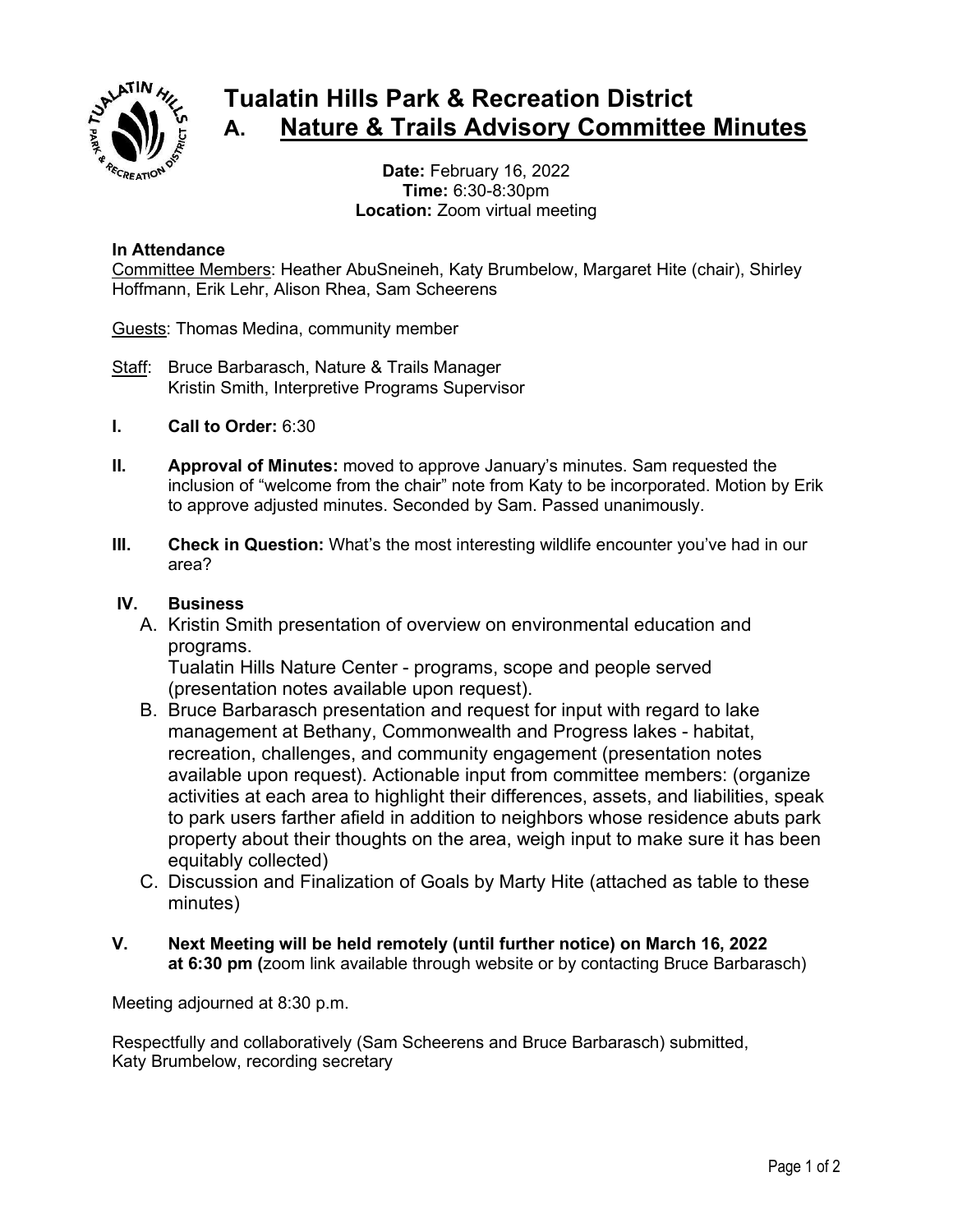# Tualatin Hills Park & Recreation District

## A. Nature & Trails Advisory Committee Minutes

**Date:** February 16, 2022
**Time:** 6:30-8:30pm
**Location:** Zoom virtual meeting

**In Attendance**

Committee Members: Heather AbuSneineh, Katy Brumbelow, Margaret Hite (chair), Shirley Hoffmann, Erik Lehr, Alison Rhea, Sam Scheerens

Guests: Thomas Medina, community member

Staff: Bruce Barbarasch, Nature & Trails Manager
Kristin Smith, Interpretive Programs Supervisor

**I. Call to Order:** 6:30

**II. Approval of Minutes:** moved to approve January's minutes. Sam requested the inclusion of "welcome from the chair" note from Katy to be incorporated. Motion by Erik to approve adjusted minutes. Seconded by Sam. Passed unanimously.

**III. Check in Question:** What's the most interesting wildlife encounter you've had in our area?

**IV. Business**

A. Kristin Smith presentation of overview on environmental education and programs.
Tualatin Hills Nature Center - programs, scope and people served (presentation notes available upon request).

B. Bruce Barbarasch presentation and request for input with regard to lake management at Bethany, Commonwealth and Progress lakes - habitat, recreation, challenges, and community engagement (presentation notes available upon request). Actionable input from committee members: (organize activities at each area to highlight their differences, assets, and liabilities, speak to park users farther afield in addition to neighbors whose residence abuts park property about their thoughts on the area, weigh input to make sure it has been equitably collected)

C. Discussion and Finalization of Goals by Marty Hite (attached as table to these minutes)

**V. Next Meeting will be held remotely (until further notice) on March 16, 2022 at 6:30 pm (**zoom link available through website or by contacting Bruce Barbarasch)

Meeting adjourned at 8:30 p.m.

Respectfully and collaboratively (Sam Scheerens and Bruce Barbarasch) submitted,
Katy Brumbelow, recording secretary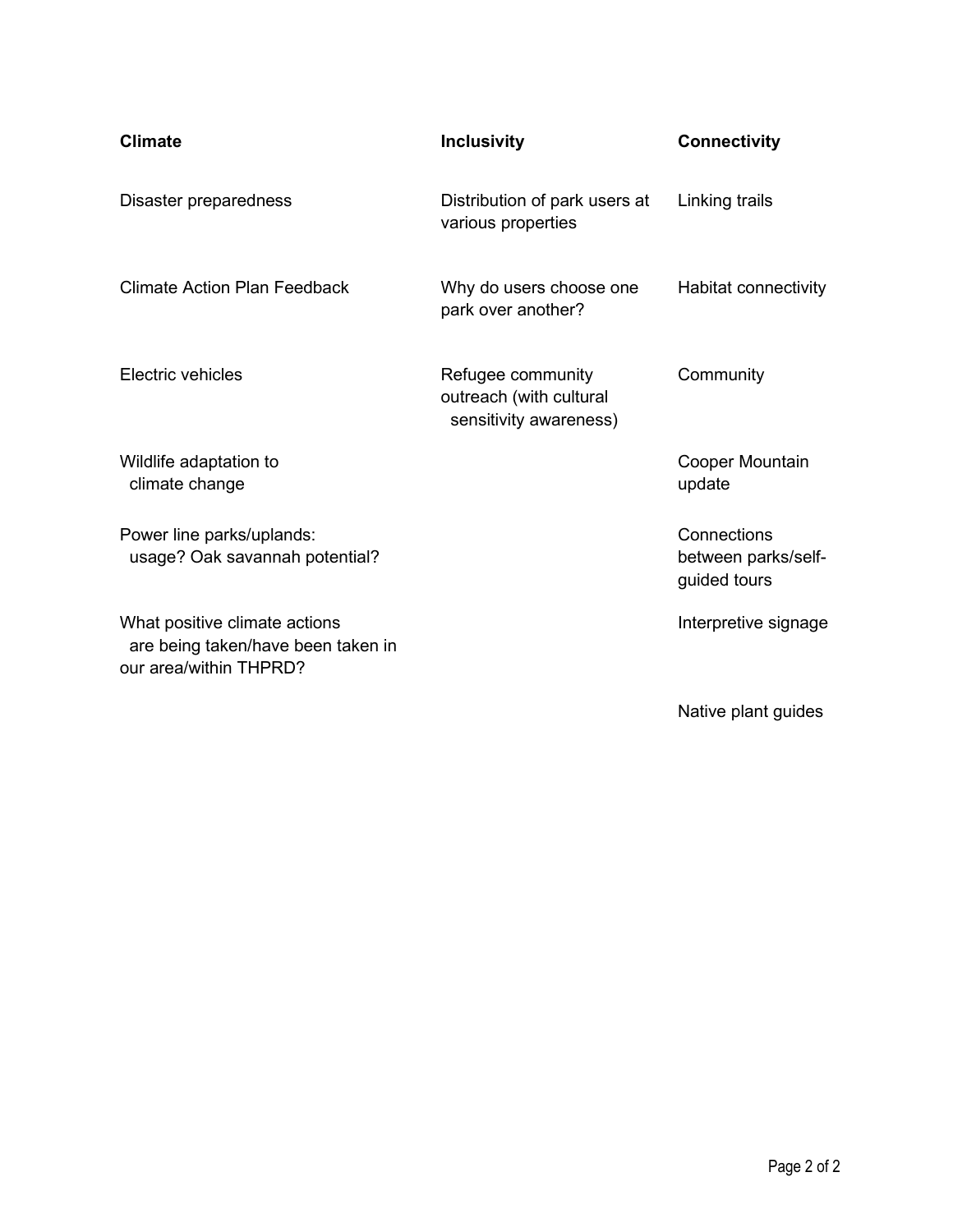| Climate | Inclusivity | Connectivity |
| --- | --- | --- |
| Disaster preparedness | Distribution of park users at various properties | Linking trails |
| Climate Action Plan Feedback | Why do users choose one park over another? | Habitat connectivity |
| Electric vehicles | Refugee community outreach (with cultural sensitivity awareness) | Community |
| Wildlife adaptation to climate change | | Cooper Mountain update |
| Power line parks/uplands: usage? Oak savannah potential? | | Connections between parks/self-guided tours |
| What positive climate actions are being taken/have been taken in our area/within THPRD? | | Interpretive signage |
| | | Native plant guides |